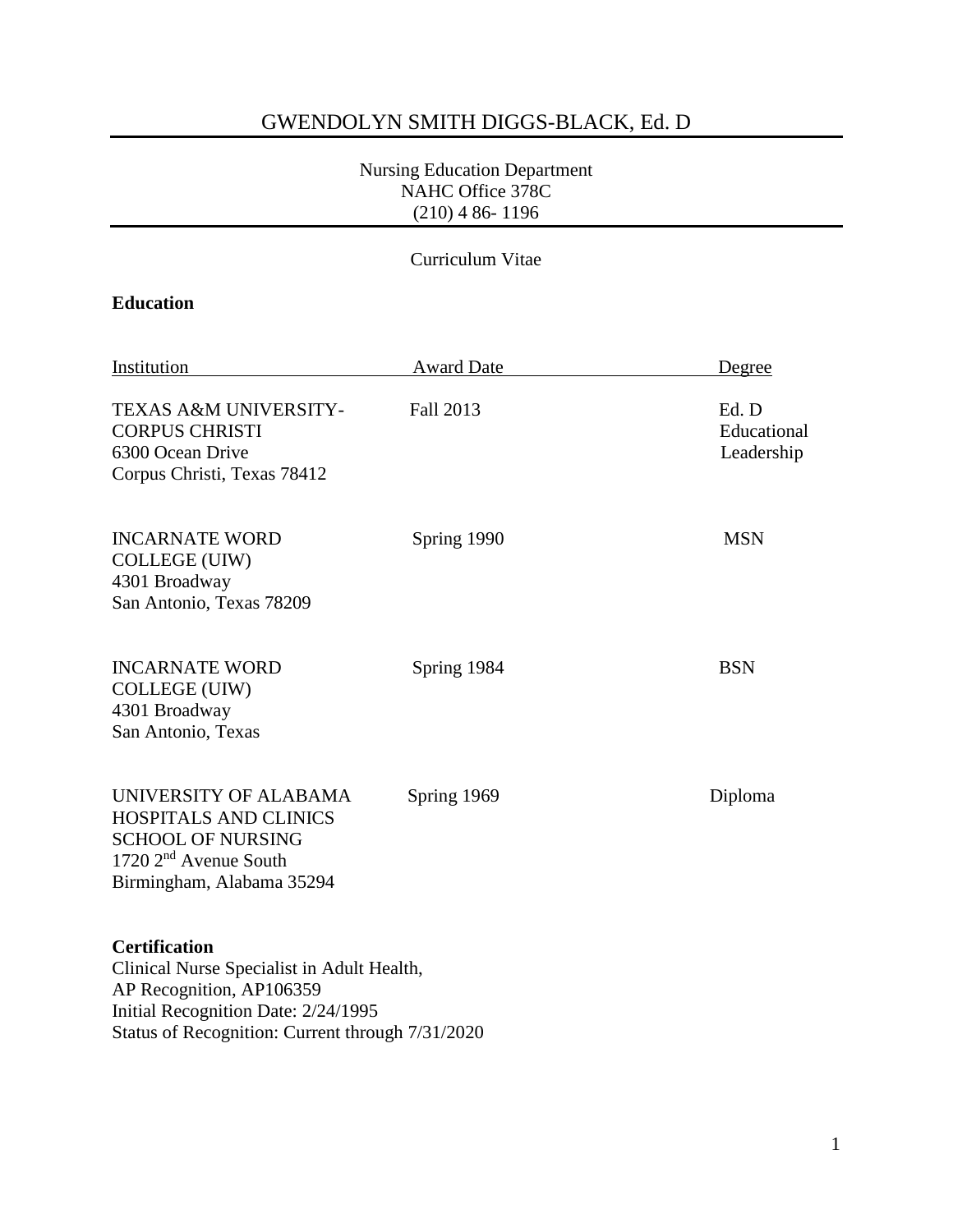# GWENDOLYN SMITH DIGGS-BLACK, Ed. D

Nursing Education Department
NAHC Office 378C
(210) 4 86- 1196

Curriculum Vitae

**Education**

| Institution | Award Date | Degree |
|---|---|---|
| TEXAS A&M UNIVERSITY-CORPUS CHRISTI<br>6300 Ocean Drive<br>Corpus Christi, Texas 78412 | Fall 2013 | Ed. D<br>Educational<br>Leadership |
| INCARNATE WORD COLLEGE (UIW)<br>4301 Broadway<br>San Antonio, Texas 78209 | Spring 1990 | MSN |
| INCARNATE WORD COLLEGE (UIW)<br>4301 Broadway<br>San Antonio, Texas | Spring 1984 | BSN |
| UNIVERSITY OF ALABAMA HOSPITALS AND CLINICS SCHOOL OF NURSING<br>1720 2nd Avenue South<br>Birmingham, Alabama 35294 | Spring 1969 | Diploma |

**Certification**
Clinical Nurse Specialist in Adult Health,
AP Recognition, AP106359
Initial Recognition Date: 2/24/1995
Status of Recognition: Current through 7/31/2020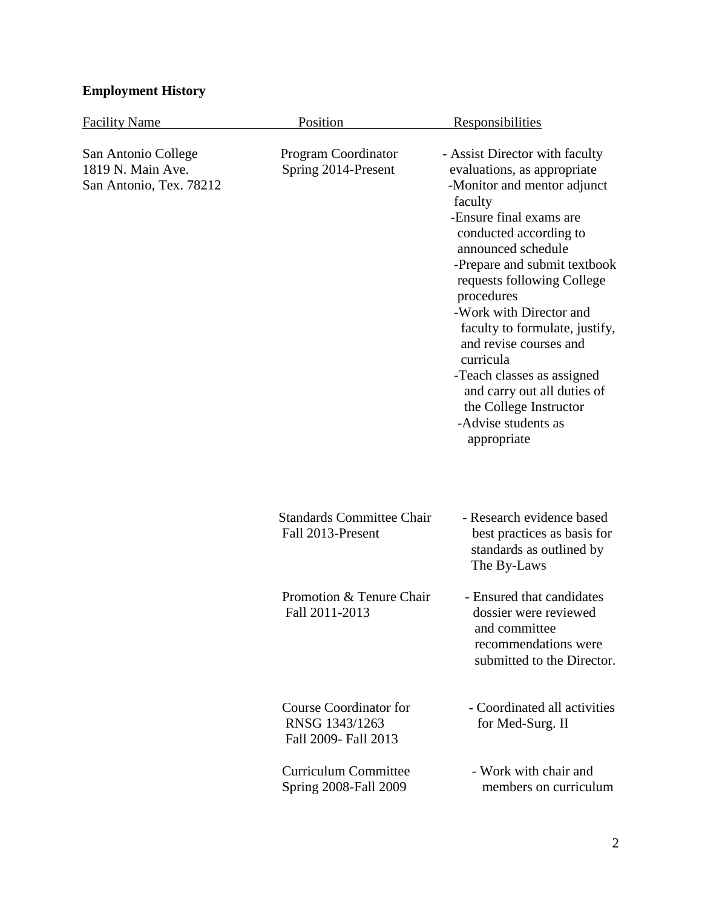**Employment History**

| Facility Name | Position | Responsibilities |
|---|---|---|
| San Antonio College<br>1819 N. Main Ave.<br>San Antonio, Tex. 78212 | Program Coordinator<br>Spring 2014-Present | - Assist Director with faculty evaluations, as appropriate<br>-Monitor and mentor adjunct faculty<br>-Ensure final exams are conducted according to announced schedule<br>-Prepare and submit textbook requests following College procedures<br>-Work with Director and faculty to formulate, justify, and revise courses and curricula<br>-Teach classes as assigned and carry out all duties of the College Instructor<br>-Advise students as appropriate |
| | Standards Committee Chair<br>Fall 2013-Present | - Research evidence based best practices as basis for standards as outlined by The By-Laws |
| | Promotion & Tenure Chair<br>Fall 2011-2013 | - Ensured that candidates dossier were reviewed and committee recommendations were submitted to the Director. |
| | Course Coordinator for RNSG 1343/1263<br>Fall 2009- Fall 2013 | - Coordinated all activities for Med-Surg. II |
| | Curriculum Committee<br>Spring 2008-Fall 2009 | - Work with chair and members on curriculum |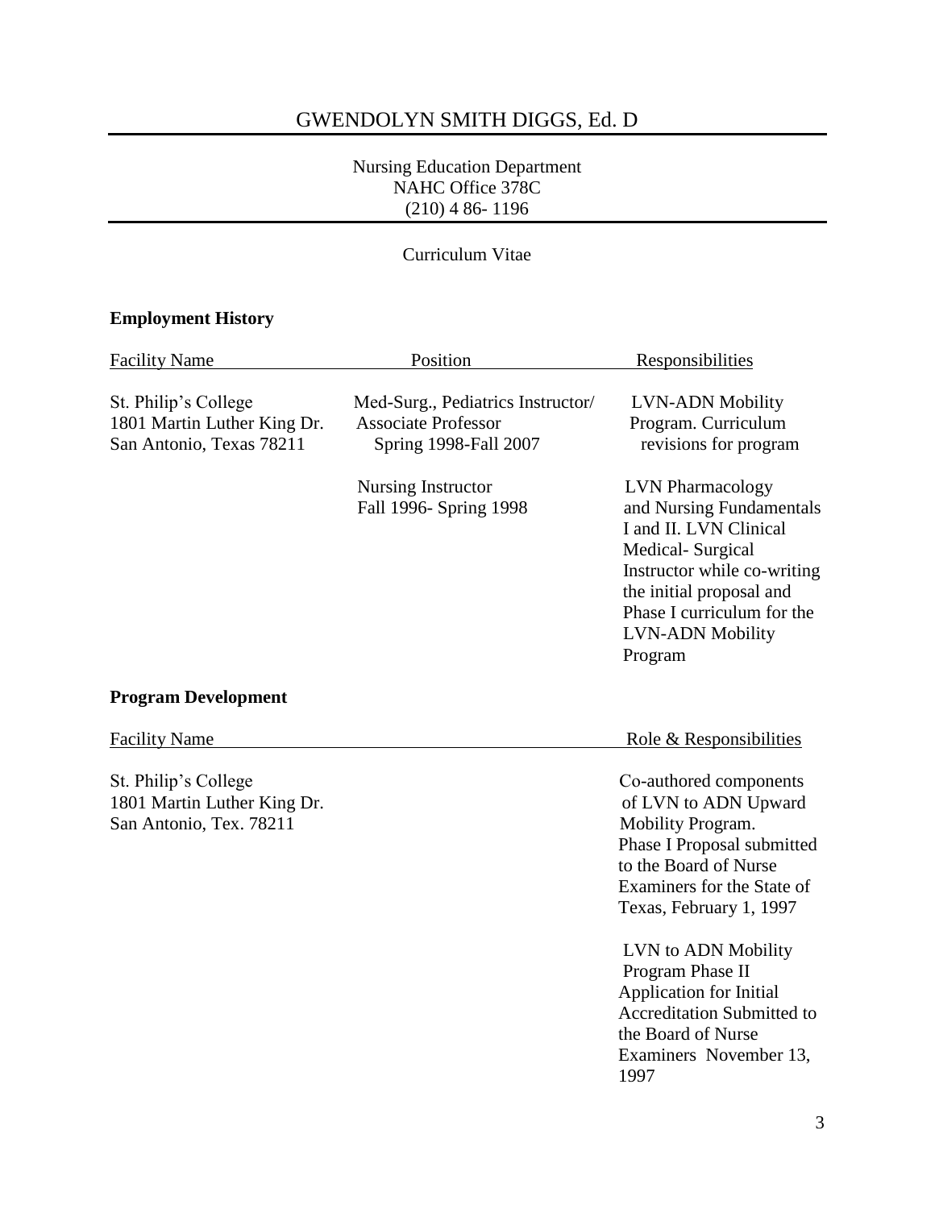# GWENDOLYN SMITH DIGGS, Ed. D

Nursing Education Department
NAHC Office 378C
(210) 4 86- 1196

Curriculum Vitae

**Employment History**

| Facility Name | Position | Responsibilities |
|---|---|---|
| St. Philip's College<br>1801 Martin Luther King Dr.<br>San Antonio, Texas 78211 | Med-Surg., Pediatrics Instructor/<br>Associate Professor<br>Spring 1998-Fall 2007 | LVN-ADN Mobility Program. Curriculum revisions for program |
| | Nursing Instructor<br>Fall 1996- Spring 1998 | LVN Pharmacology and Nursing Fundamentals I and II. LVN Clinical Medical- Surgical Instructor while co-writing the initial proposal and Phase I curriculum for the LVN-ADN Mobility Program |

**Program Development**

| Facility Name | Role & Responsibilities |
|---|---|
| St. Philip's College<br>1801 Martin Luther King Dr.<br>San Antonio, Tex. 78211 | Co-authored components of LVN to ADN Upward Mobility Program. Phase I Proposal submitted to the Board of Nurse Examiners for the State of Texas, February 1, 1997 |
| | LVN to ADN Mobility Program Phase II Application for Initial Accreditation Submitted to the Board of Nurse Examiners November 13, 1997 |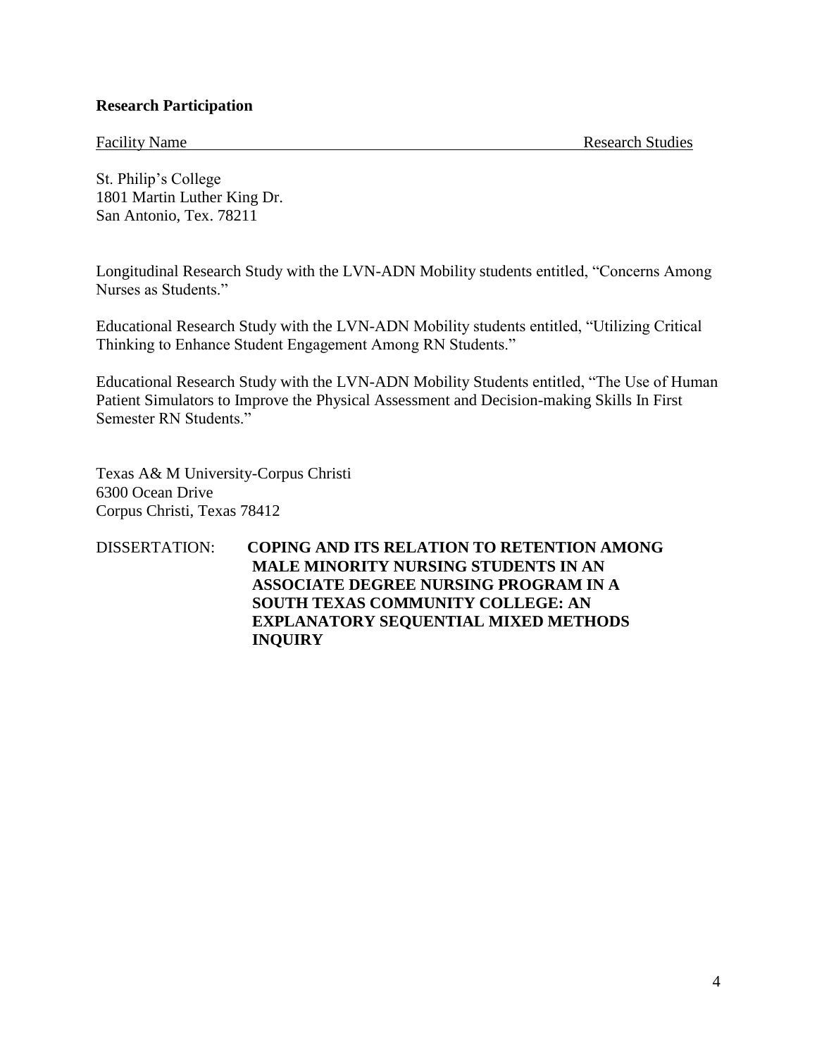**Research Participation**

Facility Name Research Studies

St. Philip's College
1801 Martin Luther King Dr.
San Antonio, Tex. 78211

Longitudinal Research Study with the LVN-ADN Mobility students entitled, "Concerns Among Nurses as Students."

Educational Research Study with the LVN-ADN Mobility students entitled, "Utilizing Critical Thinking to Enhance Student Engagement Among RN Students."

Educational Research Study with the LVN-ADN Mobility Students entitled, "The Use of Human Patient Simulators to Improve the Physical Assessment and Decision-making Skills In First Semester RN Students."

Texas A& M University-Corpus Christi
6300 Ocean Drive
Corpus Christi, Texas 78412

DISSERTATION: **COPING AND ITS RELATION TO RETENTION AMONG MALE MINORITY NURSING STUDENTS IN AN ASSOCIATE DEGREE NURSING PROGRAM IN A SOUTH TEXAS COMMUNITY COLLEGE: AN EXPLANATORY SEQUENTIAL MIXED METHODS INQUIRY**